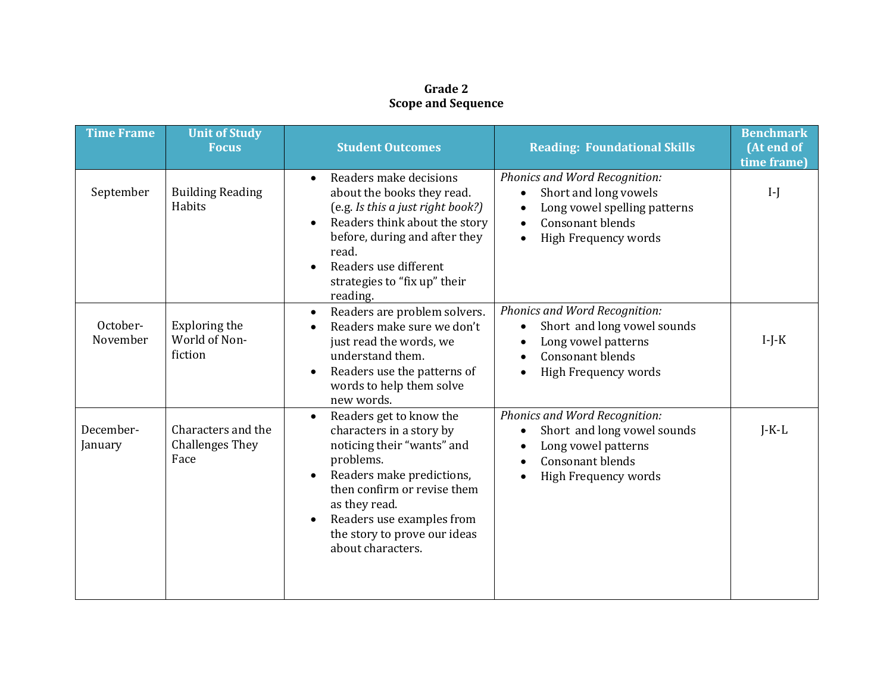**Grade 2**
**Scope and Sequence**

| Time Frame | Unit of Study Focus | Student Outcomes | Reading: Foundational Skills | Benchmark (At end of time frame) |
|---|---|---|---|---|
| September | Building Reading Habits | • Readers make decisions about the books they read. (e.g. *Is this a just right book?)*<br>• Readers think about the story before, during and after they read.<br>• Readers use different strategies to "fix up" their reading. | *Phonics and Word Recognition:*<br>• Short and long vowels<br>• Long vowel spelling patterns<br>• Consonant blends<br>• High Frequency words | I-J |
| October-November | Exploring the World of Non-fiction | • Readers are problem solvers.<br>• Readers make sure we don't just read the words, we understand them.<br>• Readers use the patterns of words to help them solve new words. | *Phonics and Word Recognition:*<br>• Short and long vowel sounds<br>• Long vowel patterns<br>• Consonant blends<br>• High Frequency words | I-J-K |
| December-January | Characters and the Challenges They Face | • Readers get to know the characters in a story by noticing their "wants" and problems.<br>• Readers make predictions, then confirm or revise them as they read.<br>• Readers use examples from the story to prove our ideas about characters. | *Phonics and Word Recognition:*<br>• Short and long vowel sounds<br>• Long vowel patterns<br>• Consonant blends<br>• High Frequency words | J-K-L |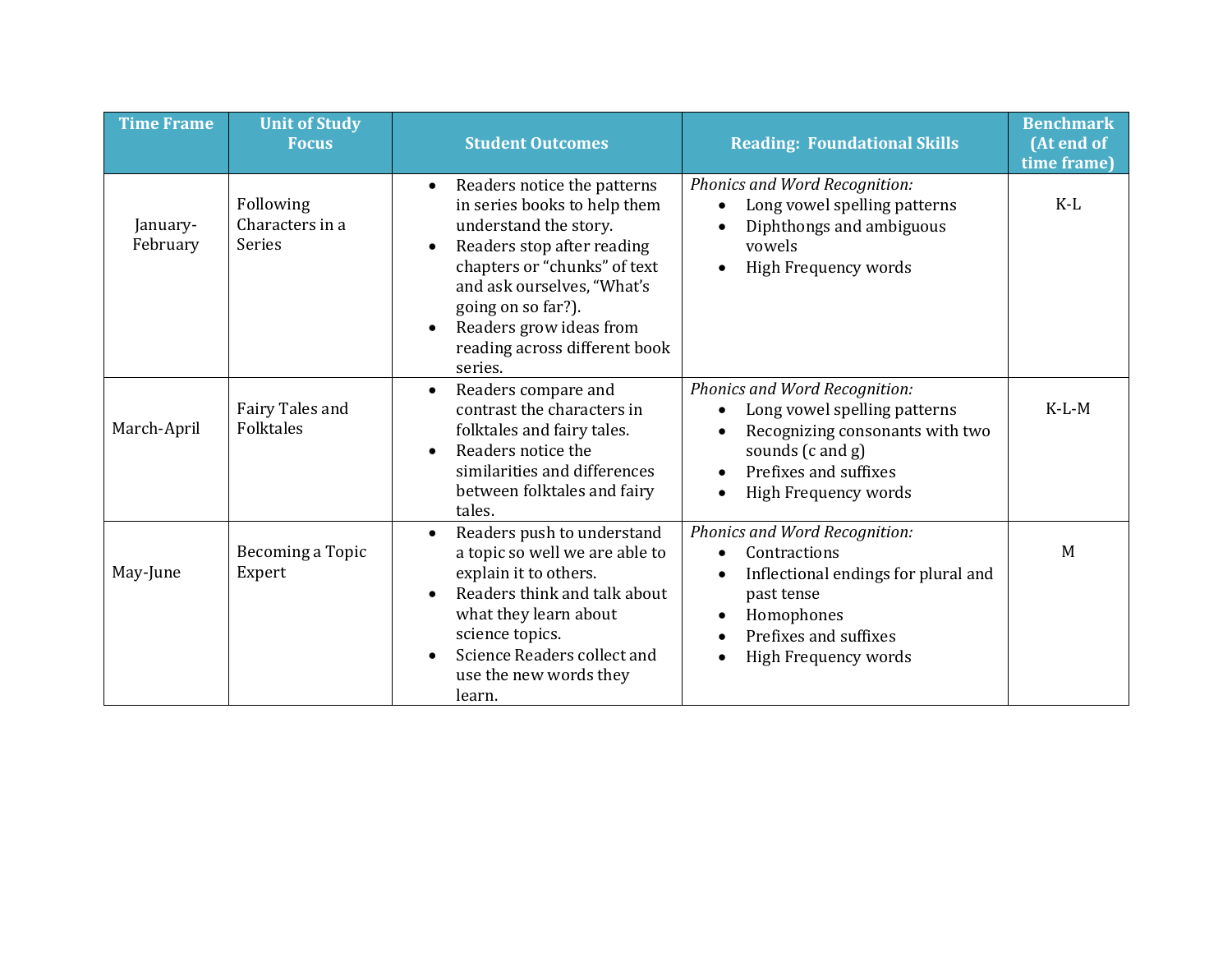| Time Frame | Unit of Study Focus | Student Outcomes | Reading: Foundational Skills | Benchmark (At end of time frame) |
|---|---|---|---|---|
| January-February | Following Characters in a Series | • Readers notice the patterns in series books to help them understand the story.<br>• Readers stop after reading chapters or "chunks" of text and ask ourselves, "What's going on so far?).<br>• Readers grow ideas from reading across different book series. | *Phonics and Word Recognition:*<br>• Long vowel spelling patterns<br>• Diphthongs and ambiguous vowels<br>• High Frequency words | K-L |
| March-April | Fairy Tales and Folktales | • Readers compare and contrast the characters in folktales and fairy tales.<br>• Readers notice the similarities and differences between folktales and fairy tales. | *Phonics and Word Recognition:*<br>• Long vowel spelling patterns<br>• Recognizing consonants with two sounds (c and g)<br>• Prefixes and suffixes<br>• High Frequency words | K-L-M |
| May-June | Becoming a Topic Expert | • Readers push to understand a topic so well we are able to explain it to others.<br>• Readers think and talk about what they learn about science topics.<br>• Science Readers collect and use the new words they learn. | *Phonics and Word Recognition:*<br>• Contractions<br>• Inflectional endings for plural and past tense<br>• Homophones<br>• Prefixes and suffixes<br>• High Frequency words | M |